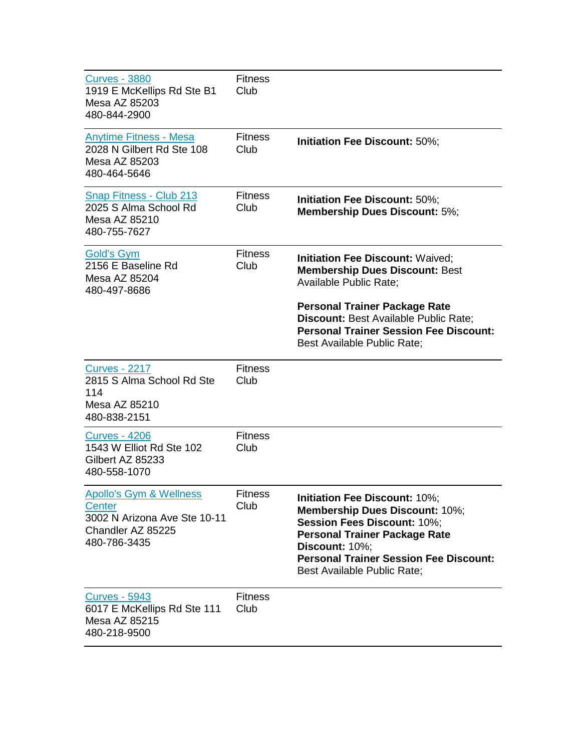| | | |
|---|---|---|
| Curves - 3880<br>1919 E McKellips Rd Ste B1<br>Mesa AZ 85203<br>480-844-2900 | Fitness Club | |
| Anytime Fitness - Mesa<br>2028 N Gilbert Rd Ste 108<br>Mesa AZ 85203<br>480-464-5646 | Fitness Club | **Initiation Fee Discount:** 50%; |
| Snap Fitness - Club 213<br>2025 S Alma School Rd<br>Mesa AZ 85210<br>480-755-7627 | Fitness Club | **Initiation Fee Discount:** 50%;<br>**Membership Dues Discount:** 5%; |
| Gold's Gym<br>2156 E Baseline Rd<br>Mesa AZ 85204<br>480-497-8686 | Fitness Club | **Initiation Fee Discount:** Waived;<br>**Membership Dues Discount:** Best Available Public Rate;<br><br>**Personal Trainer Package Rate Discount:** Best Available Public Rate;<br>**Personal Trainer Session Fee Discount:** Best Available Public Rate; |
| Curves - 2217<br>2815 S Alma School Rd Ste 114<br>Mesa AZ 85210<br>480-838-2151 | Fitness Club | |
| Curves - 4206<br>1543 W Elliot Rd Ste 102<br>Gilbert AZ 85233<br>480-558-1070 | Fitness Club | |
| Apollo's Gym & Wellness Center<br>3002 N Arizona Ave Ste 10-11<br>Chandler AZ 85225<br>480-786-3435 | Fitness Club | **Initiation Fee Discount:** 10%;<br>**Membership Dues Discount:** 10%;<br>**Session Fees Discount:** 10%;<br>**Personal Trainer Package Rate Discount:** 10%;<br>**Personal Trainer Session Fee Discount:** Best Available Public Rate; |
| Curves - 5943<br>6017 E McKellips Rd Ste 111<br>Mesa AZ 85215<br>480-218-9500 | Fitness Club | |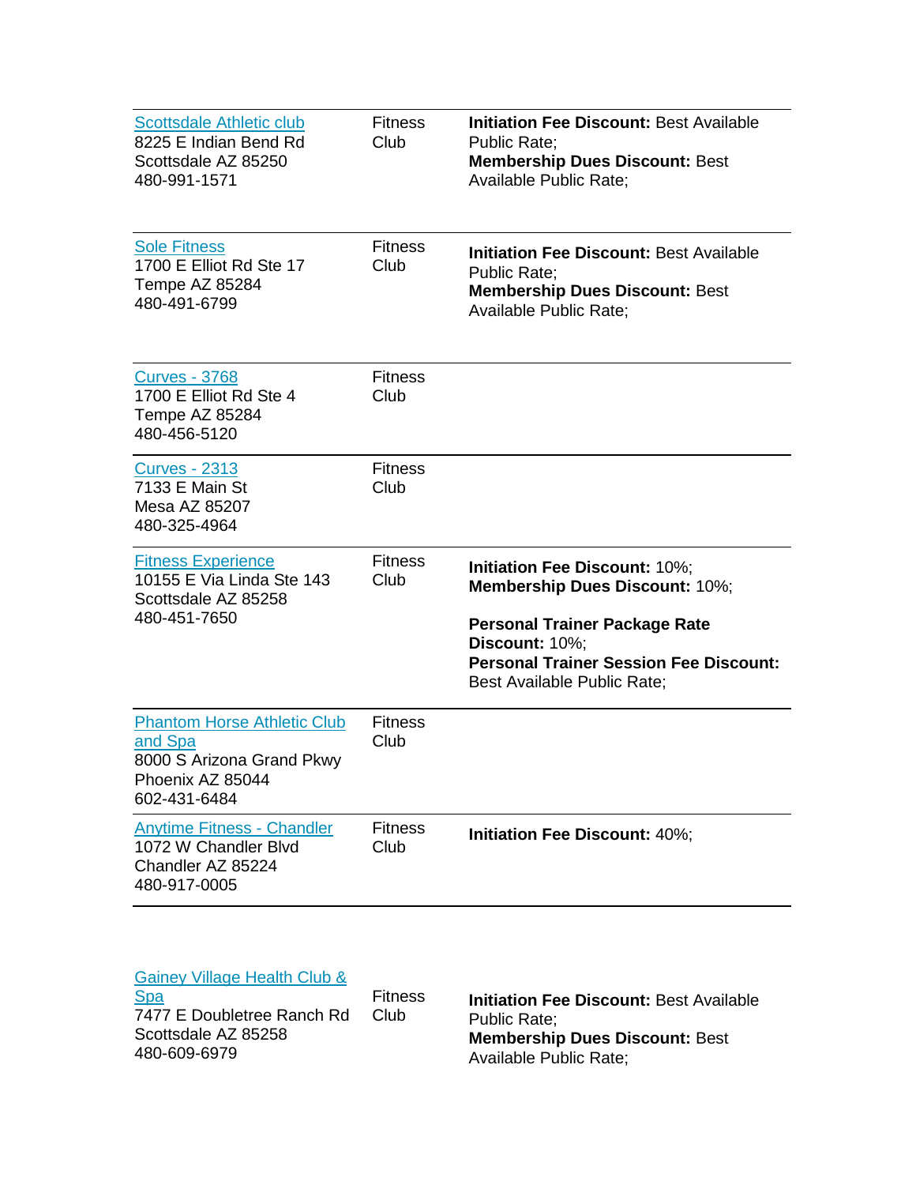| | | |
|---|---|---|
| Scottsdale Athletic club<br>8225 E Indian Bend Rd<br>Scottsdale AZ 85250<br>480-991-1571 | Fitness Club | **Initiation Fee Discount:** Best Available Public Rate;<br>**Membership Dues Discount:** Best Available Public Rate; |
| Sole Fitness<br>1700 E Elliot Rd Ste 17<br>Tempe AZ 85284<br>480-491-6799 | Fitness Club | **Initiation Fee Discount:** Best Available Public Rate;<br>**Membership Dues Discount:** Best Available Public Rate; |
| Curves - 3768<br>1700 E Elliot Rd Ste 4<br>Tempe AZ 85284<br>480-456-5120 | Fitness Club | |
| Curves - 2313<br>7133 E Main St<br>Mesa AZ 85207<br>480-325-4964 | Fitness Club | |
| Fitness Experience<br>10155 E Via Linda Ste 143<br>Scottsdale AZ 85258<br>480-451-7650 | Fitness Club | **Initiation Fee Discount:** 10%;<br>**Membership Dues Discount:** 10%;<br><br>**Personal Trainer Package Rate Discount:** 10%;<br>**Personal Trainer Session Fee Discount:** Best Available Public Rate; |
| Phantom Horse Athletic Club and Spa<br>8000 S Arizona Grand Pkwy<br>Phoenix AZ 85044<br>602-431-6484 | Fitness Club | |
| Anytime Fitness - Chandler<br>1072 W Chandler Blvd<br>Chandler AZ 85224<br>480-917-0005 | Fitness Club | **Initiation Fee Discount:** 40%; |
| Gainey Village Health Club & Spa<br>7477 E Doubletree Ranch Rd<br>Scottsdale AZ 85258<br>480-609-6979 | Fitness Club | **Initiation Fee Discount:** Best Available Public Rate;<br>**Membership Dues Discount:** Best Available Public Rate; |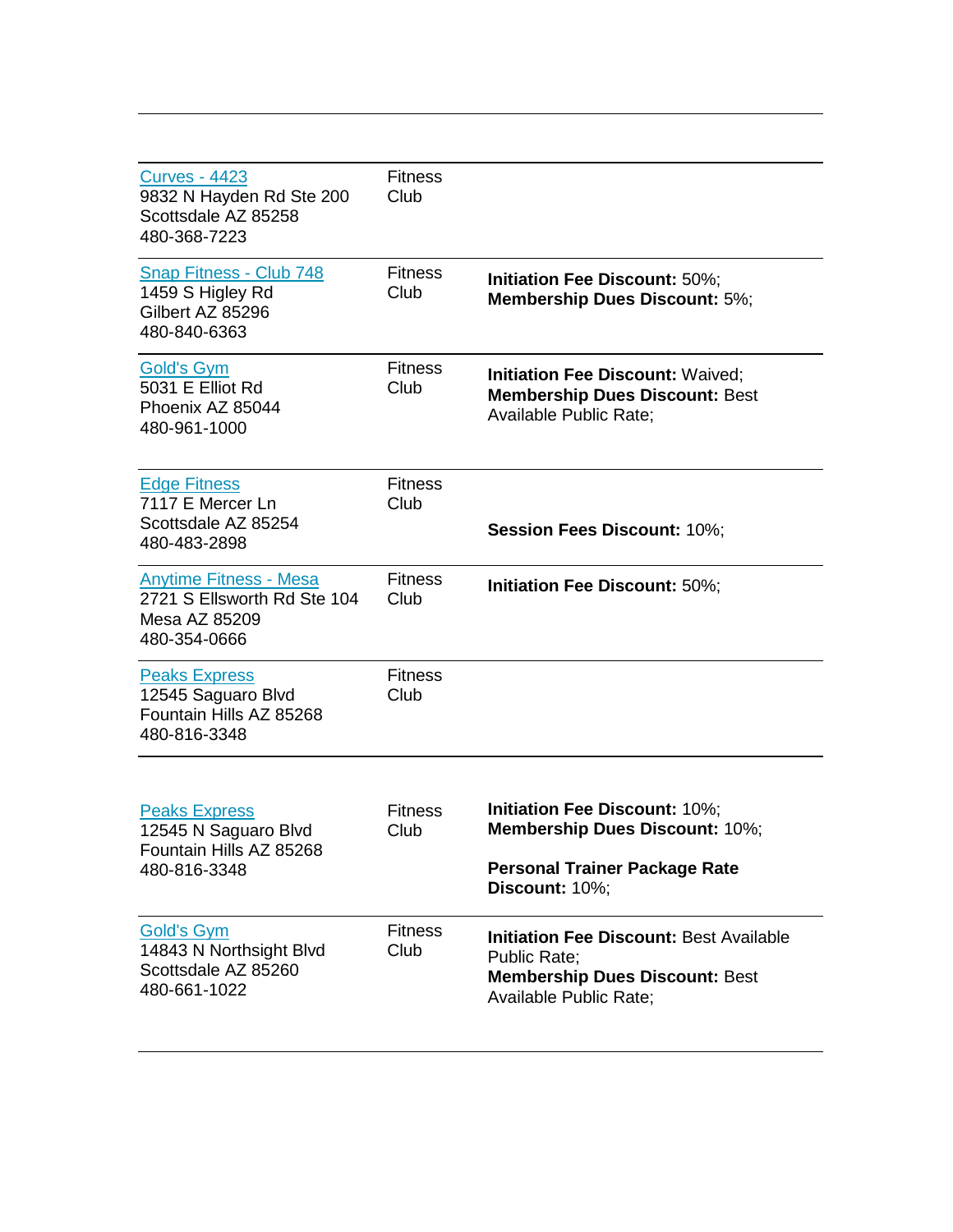| | | |
|---|---|---|
| [Curves - 4423] 9832 N Hayden Rd Ste 200 Scottsdale AZ 85258 480-368-7223 | Fitness Club | |
| [Snap Fitness - Club 748] 1459 S Higley Rd Gilbert AZ 85296 480-840-6363 | Fitness Club | **Initiation Fee Discount:** 50%; **Membership Dues Discount:** 5%; |
| [Gold's Gym] 5031 E Elliot Rd Phoenix AZ 85044 480-961-1000 | Fitness Club | **Initiation Fee Discount:** Waived; **Membership Dues Discount:** Best Available Public Rate; |
| [Edge Fitness] 7117 E Mercer Ln Scottsdale AZ 85254 480-483-2898 | Fitness Club | **Session Fees Discount:** 10%; |
| [Anytime Fitness - Mesa] 2721 S Ellsworth Rd Ste 104 Mesa AZ 85209 480-354-0666 | Fitness Club | **Initiation Fee Discount:** 50%; |
| [Peaks Express] 12545 Saguaro Blvd Fountain Hills AZ 85268 480-816-3348 | Fitness Club | |
| [Peaks Express] 12545 N Saguaro Blvd Fountain Hills AZ 85268 480-816-3348 | Fitness Club | **Initiation Fee Discount:** 10%; **Membership Dues Discount:** 10%; **Personal Trainer Package Rate Discount:** 10%; |
| [Gold's Gym] 14843 N Northsight Blvd Scottsdale AZ 85260 480-661-1022 | Fitness Club | **Initiation Fee Discount:** Best Available Public Rate; **Membership Dues Discount:** Best Available Public Rate; |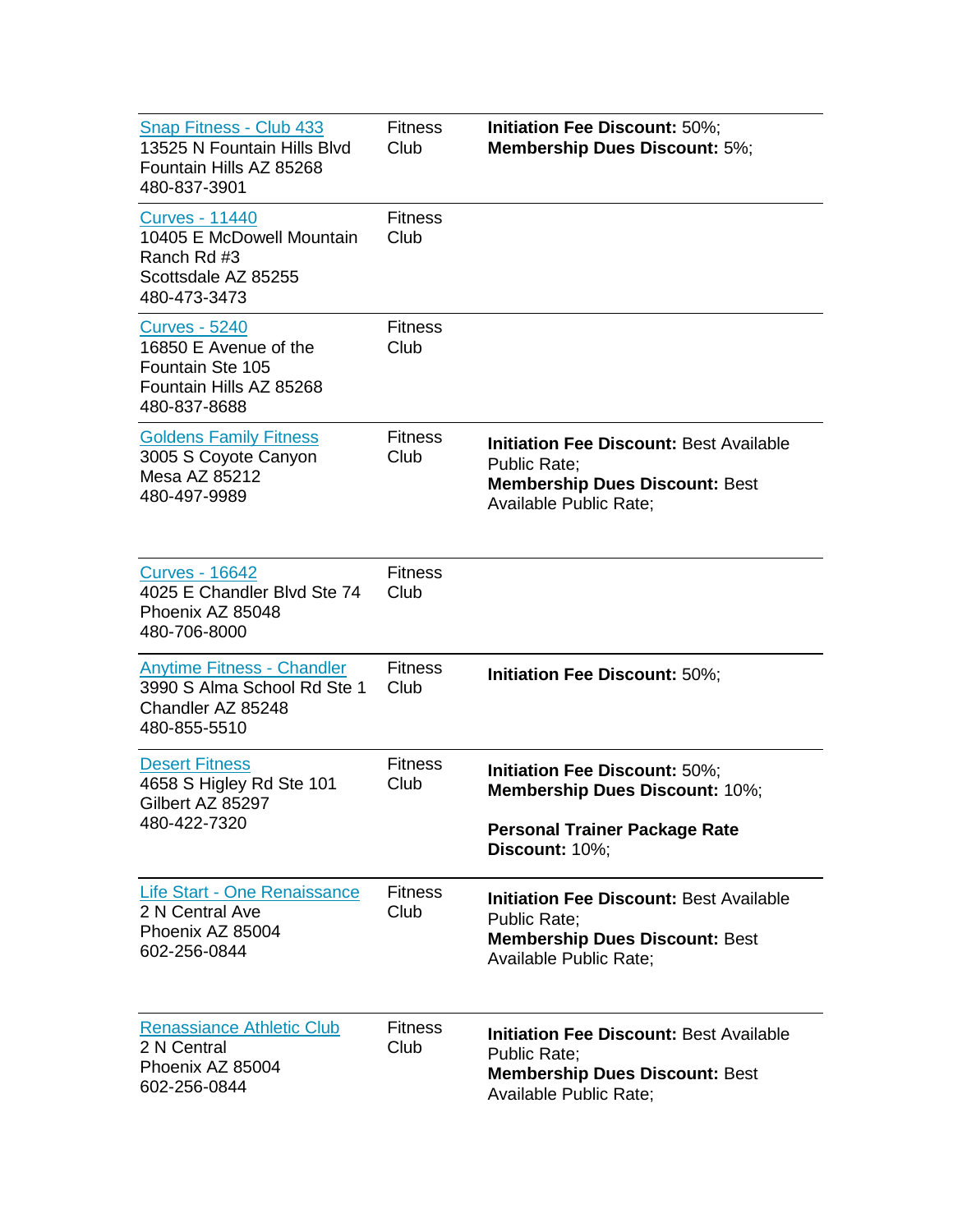| | | |
|---|---|---|
| Snap Fitness - Club 433<br>13525 N Fountain Hills Blvd<br>Fountain Hills AZ 85268<br>480-837-3901 | Fitness Club | **Initiation Fee Discount:** 50%;<br>**Membership Dues Discount:** 5%; |
| Curves - 11440<br>10405 E McDowell Mountain Ranch Rd #3<br>Scottsdale AZ 85255<br>480-473-3473 | Fitness Club | |
| Curves - 5240<br>16850 E Avenue of the Fountain Ste 105<br>Fountain Hills AZ 85268<br>480-837-8688 | Fitness Club | |
| Goldens Family Fitness<br>3005 S Coyote Canyon<br>Mesa AZ 85212<br>480-497-9989 | Fitness Club | **Initiation Fee Discount:** Best Available Public Rate;<br>**Membership Dues Discount:** Best Available Public Rate; |
| Curves - 16642<br>4025 E Chandler Blvd Ste 74<br>Phoenix AZ 85048<br>480-706-8000 | Fitness Club | |
| Anytime Fitness - Chandler<br>3990 S Alma School Rd Ste 1<br>Chandler AZ 85248<br>480-855-5510 | Fitness Club | **Initiation Fee Discount:** 50%; |
| Desert Fitness<br>4658 S Higley Rd Ste 101<br>Gilbert AZ 85297<br>480-422-7320 | Fitness Club | **Initiation Fee Discount:** 50%;<br>**Membership Dues Discount:** 10%;<br><br>**Personal Trainer Package Rate Discount:** 10%; |
| Life Start - One Renaissance<br>2 N Central Ave<br>Phoenix AZ 85004<br>602-256-0844 | Fitness Club | **Initiation Fee Discount:** Best Available Public Rate;<br>**Membership Dues Discount:** Best Available Public Rate; |
| Renassiance Athletic Club<br>2 N Central<br>Phoenix AZ 85004<br>602-256-0844 | Fitness Club | **Initiation Fee Discount:** Best Available Public Rate;<br>**Membership Dues Discount:** Best Available Public Rate; |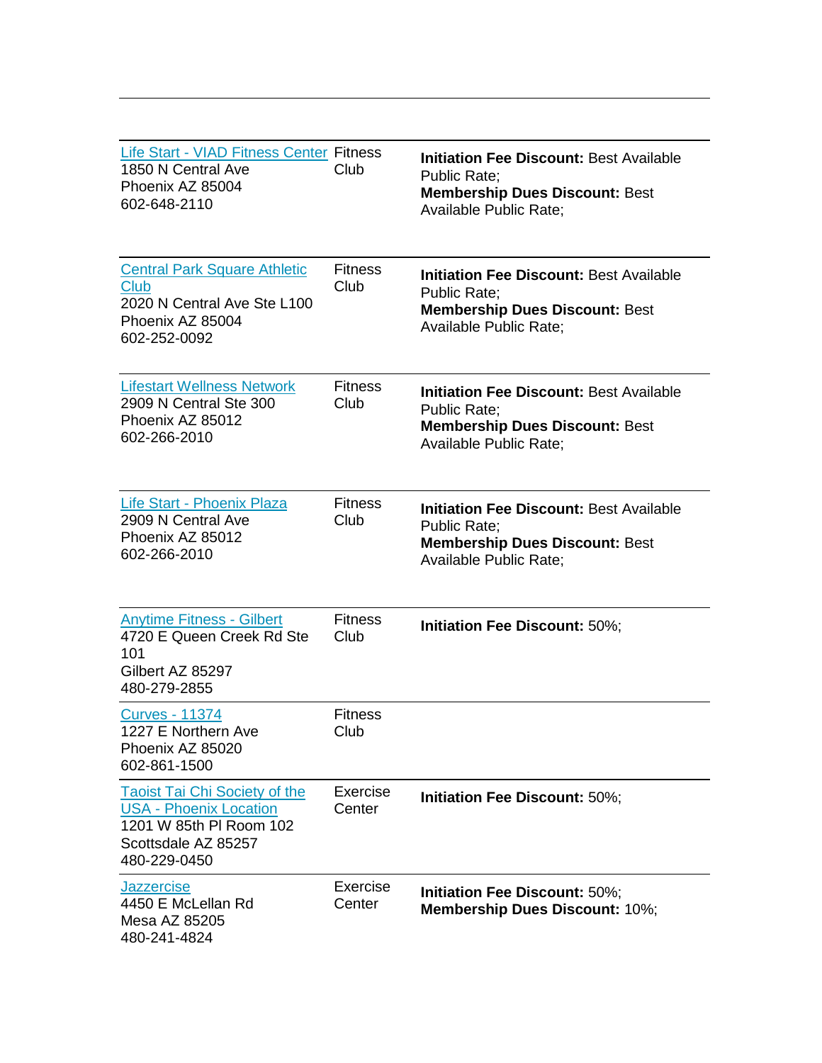| | | |
|---|---|---|
| Life Start - VIAD Fitness Center<br>1850 N Central Ave<br>Phoenix AZ 85004<br>602-648-2110 | Fitness Club | **Initiation Fee Discount:** Best Available Public Rate;<br>**Membership Dues Discount:** Best Available Public Rate; |
| Central Park Square Athletic Club<br>2020 N Central Ave Ste L100<br>Phoenix AZ 85004<br>602-252-0092 | Fitness Club | **Initiation Fee Discount:** Best Available Public Rate;<br>**Membership Dues Discount:** Best Available Public Rate; |
| Lifestart Wellness Network<br>2909 N Central Ste 300<br>Phoenix AZ 85012<br>602-266-2010 | Fitness Club | **Initiation Fee Discount:** Best Available Public Rate;<br>**Membership Dues Discount:** Best Available Public Rate; |
| Life Start - Phoenix Plaza<br>2909 N Central Ave<br>Phoenix AZ 85012<br>602-266-2010 | Fitness Club | **Initiation Fee Discount:** Best Available Public Rate;<br>**Membership Dues Discount:** Best Available Public Rate; |
| Anytime Fitness - Gilbert<br>4720 E Queen Creek Rd Ste 101<br>Gilbert AZ 85297<br>480-279-2855 | Fitness Club | **Initiation Fee Discount:** 50%; |
| Curves - 11374<br>1227 E Northern Ave<br>Phoenix AZ 85020<br>602-861-1500 | Fitness Club | |
| Taoist Tai Chi Society of the USA - Phoenix Location<br>1201 W 85th Pl Room 102<br>Scottsdale AZ 85257<br>480-229-0450 | Exercise Center | **Initiation Fee Discount:** 50%; |
| Jazzercise<br>4450 E McLellan Rd<br>Mesa AZ 85205<br>480-241-4824 | Exercise Center | **Initiation Fee Discount:** 50%;<br>**Membership Dues Discount:** 10%; |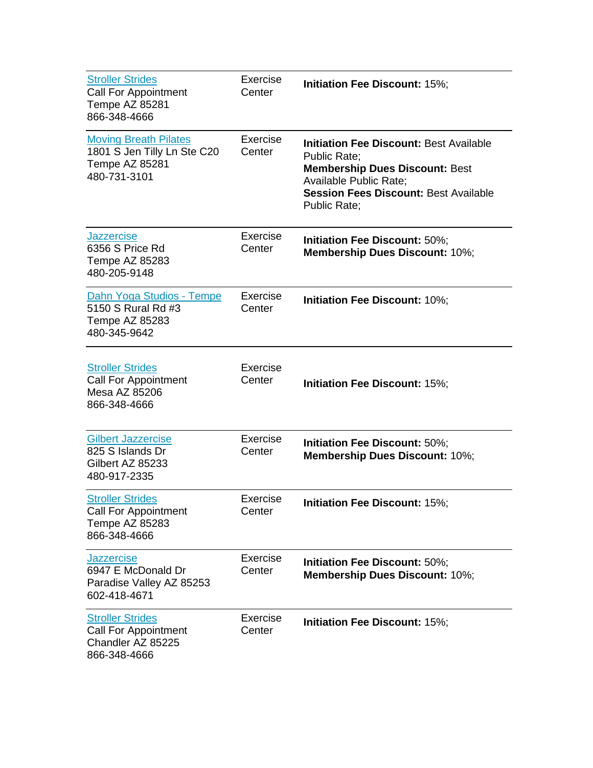| | | |
|---|---|---|
| Stroller Strides<br>Call For Appointment<br>Tempe AZ 85281<br>866-348-4666 | Exercise Center | **Initiation Fee Discount:** 15%; |
| Moving Breath Pilates<br>1801 S Jen Tilly Ln Ste C20<br>Tempe AZ 85281<br>480-731-3101 | Exercise Center | **Initiation Fee Discount:** Best Available Public Rate;<br>**Membership Dues Discount:** Best Available Public Rate;<br>**Session Fees Discount:** Best Available Public Rate; |
| Jazzercise<br>6356 S Price Rd<br>Tempe AZ 85283<br>480-205-9148 | Exercise Center | **Initiation Fee Discount:** 50%;<br>**Membership Dues Discount:** 10%; |
| Dahn Yoga Studios - Tempe<br>5150 S Rural Rd #3<br>Tempe AZ 85283<br>480-345-9642 | Exercise Center | **Initiation Fee Discount:** 10%; |
| Stroller Strides<br>Call For Appointment<br>Mesa AZ 85206<br>866-348-4666 | Exercise Center | **Initiation Fee Discount:** 15%; |
| Gilbert Jazzercise<br>825 S Islands Dr<br>Gilbert AZ 85233<br>480-917-2335 | Exercise Center | **Initiation Fee Discount:** 50%;<br>**Membership Dues Discount:** 10%; |
| Stroller Strides<br>Call For Appointment<br>Tempe AZ 85283<br>866-348-4666 | Exercise Center | **Initiation Fee Discount:** 15%; |
| Jazzercise<br>6947 E McDonald Dr<br>Paradise Valley AZ 85253<br>602-418-4671 | Exercise Center | **Initiation Fee Discount:** 50%;<br>**Membership Dues Discount:** 10%; |
| Stroller Strides<br>Call For Appointment<br>Chandler AZ 85225<br>866-348-4666 | Exercise Center | **Initiation Fee Discount:** 15%; |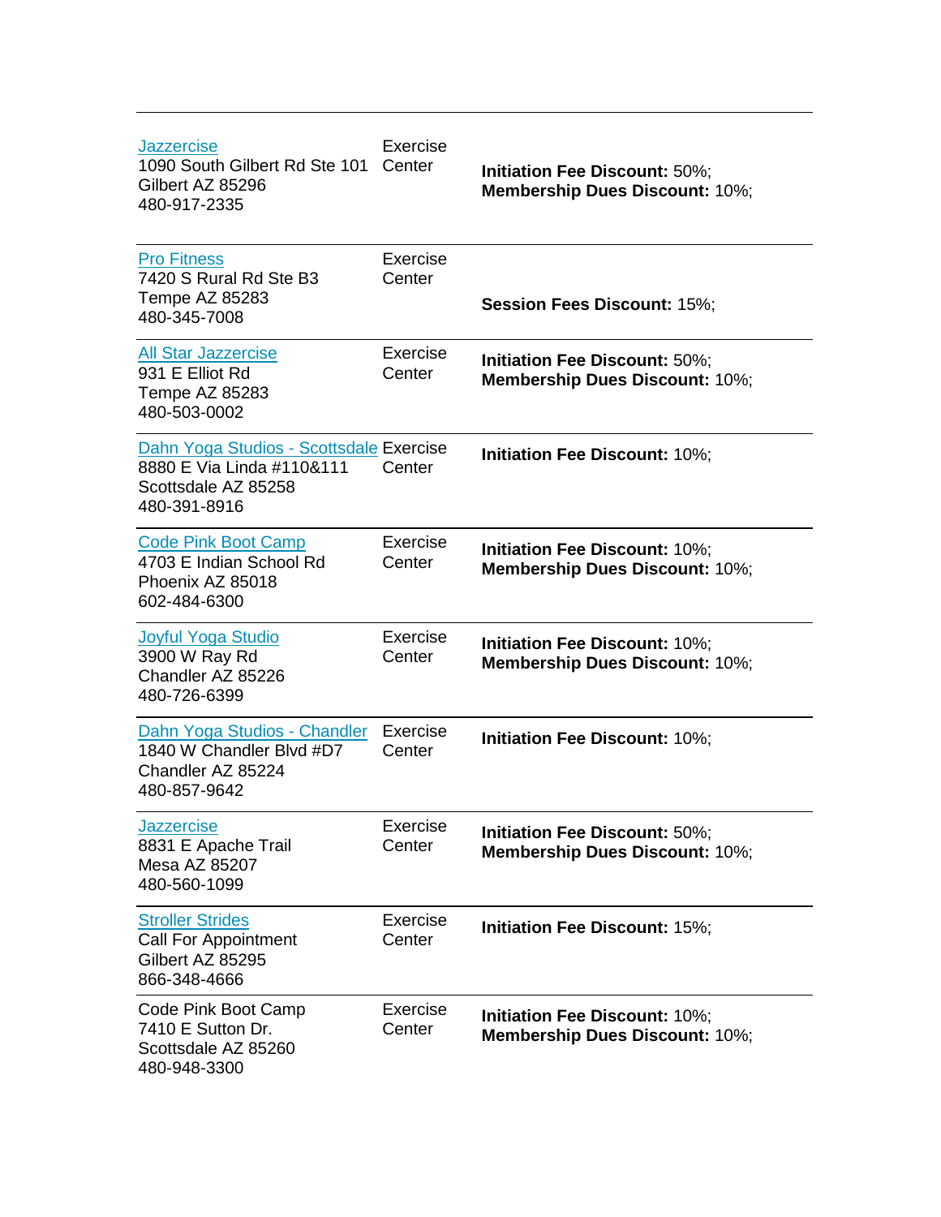| | | |
|---|---|---|
| Jazzercise<br>1090 South Gilbert Rd Ste 101<br>Gilbert AZ 85296<br>480-917-2335 | Exercise Center | **Initiation Fee Discount:** 50%;<br>**Membership Dues Discount:** 10%; |
| Pro Fitness<br>7420 S Rural Rd Ste B3<br>Tempe AZ 85283<br>480-345-7008 | Exercise Center | **Session Fees Discount:** 15%; |
| All Star Jazzercise<br>931 E Elliot Rd<br>Tempe AZ 85283<br>480-503-0002 | Exercise Center | **Initiation Fee Discount:** 50%;<br>**Membership Dues Discount:** 10%; |
| Dahn Yoga Studios - Scottsdale<br>8880 E Via Linda #110&111<br>Scottsdale AZ 85258<br>480-391-8916 | Exercise Center | **Initiation Fee Discount:** 10%; |
| Code Pink Boot Camp<br>4703 E Indian School Rd<br>Phoenix AZ 85018<br>602-484-6300 | Exercise Center | **Initiation Fee Discount:** 10%;<br>**Membership Dues Discount:** 10%; |
| Joyful Yoga Studio<br>3900 W Ray Rd<br>Chandler AZ 85226<br>480-726-6399 | Exercise Center | **Initiation Fee Discount:** 10%;<br>**Membership Dues Discount:** 10%; |
| Dahn Yoga Studios - Chandler<br>1840 W Chandler Blvd #D7<br>Chandler AZ 85224<br>480-857-9642 | Exercise Center | **Initiation Fee Discount:** 10%; |
| Jazzercise<br>8831 E Apache Trail<br>Mesa AZ 85207<br>480-560-1099 | Exercise Center | **Initiation Fee Discount:** 50%;<br>**Membership Dues Discount:** 10%; |
| Stroller Strides<br>Call For Appointment<br>Gilbert AZ 85295<br>866-348-4666 | Exercise Center | **Initiation Fee Discount:** 15%; |
| Code Pink Boot Camp<br>7410 E Sutton Dr.<br>Scottsdale AZ 85260<br>480-948-3300 | Exercise Center | **Initiation Fee Discount:** 10%;<br>**Membership Dues Discount:** 10%; |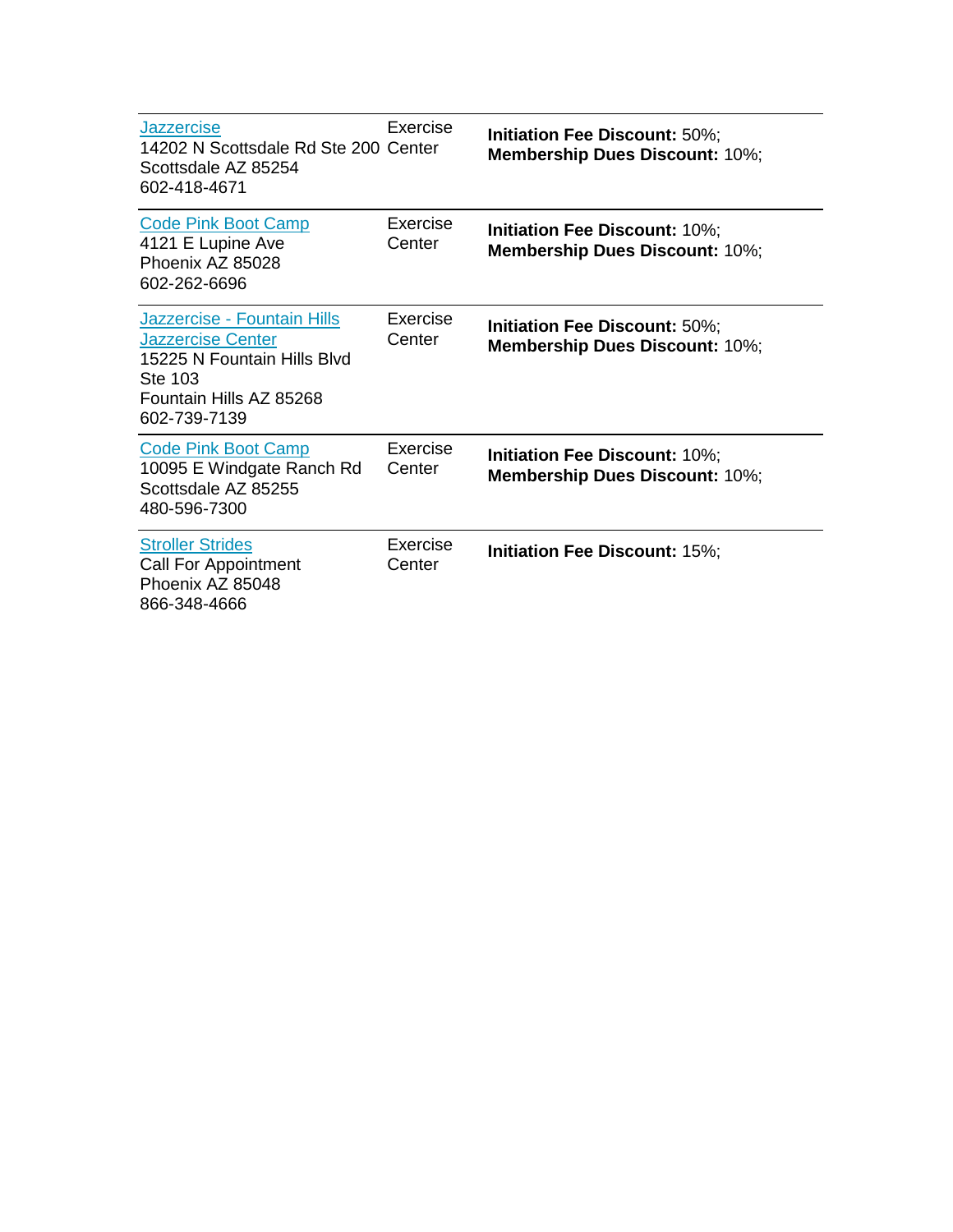| | | |
|---|---|---|
| Jazzercise<br>14202 N Scottsdale Rd Ste 200<br>Scottsdale AZ 85254<br>602-418-4671 | Exercise Center | **Initiation Fee Discount:** 50%;<br>**Membership Dues Discount:** 10%; |
| Code Pink Boot Camp<br>4121 E Lupine Ave<br>Phoenix AZ 85028<br>602-262-6696 | Exercise Center | **Initiation Fee Discount:** 10%;<br>**Membership Dues Discount:** 10%; |
| Jazzercise - Fountain Hills Jazzercise Center<br>15225 N Fountain Hills Blvd Ste 103<br>Fountain Hills AZ 85268<br>602-739-7139 | Exercise Center | **Initiation Fee Discount:** 50%;<br>**Membership Dues Discount:** 10%; |
| Code Pink Boot Camp<br>10095 E Windgate Ranch Rd<br>Scottsdale AZ 85255<br>480-596-7300 | Exercise Center | **Initiation Fee Discount:** 10%;<br>**Membership Dues Discount:** 10%; |
| Stroller Strides<br>Call For Appointment<br>Phoenix AZ 85048<br>866-348-4666 | Exercise Center | **Initiation Fee Discount:** 15%; |